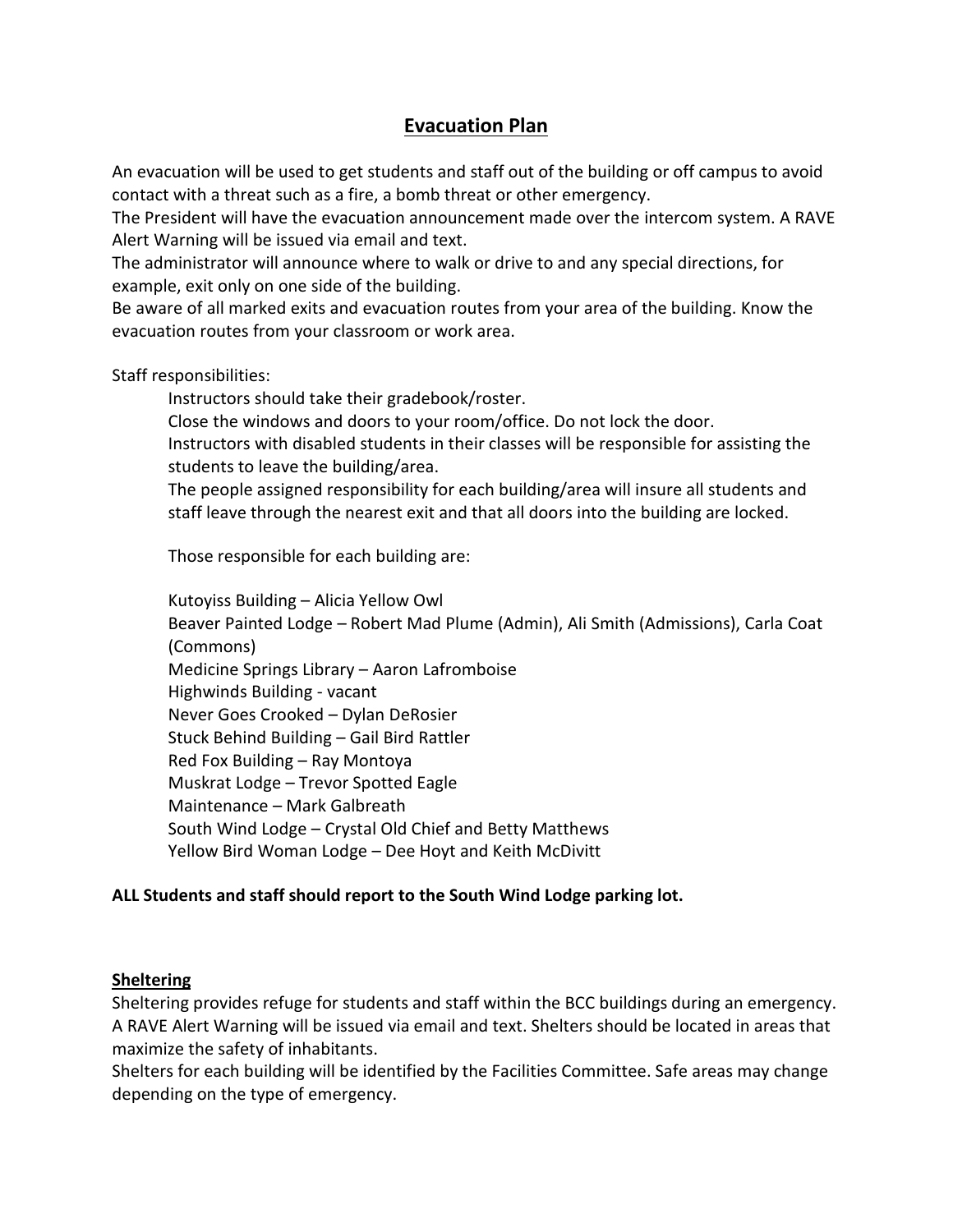# Evacuation Plan

An evacuation will be used to get students and staff out of the building or off campus to avoid contact with a threat such as a fire, a bomb threat or other emergency.
The President will have the evacuation announcement made over the intercom system. A RAVE Alert Warning will be issued via email and text.
The administrator will announce where to walk or drive to and any special directions, for example, exit only on one side of the building.
Be aware of all marked exits and evacuation routes from your area of the building. Know the evacuation routes from your classroom or work area.

Staff responsibilities:

Instructors should take their gradebook/roster.
Close the windows and doors to your room/office. Do not lock the door.
Instructors with disabled students in their classes will be responsible for assisting the students to leave the building/area.
The people assigned responsibility for each building/area will insure all students and staff leave through the nearest exit and that all doors into the building are locked.

Those responsible for each building are:

Kutoyiss Building – Alicia Yellow Owl
Beaver Painted Lodge – Robert Mad Plume (Admin), Ali Smith (Admissions), Carla Coat (Commons)
Medicine Springs Library – Aaron Lafromboise
Highwinds Building - vacant
Never Goes Crooked – Dylan DeRosier
Stuck Behind Building – Gail Bird Rattler
Red Fox Building – Ray Montoya
Muskrat Lodge – Trevor Spotted Eagle
Maintenance – Mark Galbreath
South Wind Lodge – Crystal Old Chief and Betty Matthews
Yellow Bird Woman Lodge – Dee Hoyt and Keith McDivitt

**ALL Students and staff should report to the South Wind Lodge parking lot.**

## Sheltering

Sheltering provides refuge for students and staff within the BCC buildings during an emergency. A RAVE Alert Warning will be issued via email and text. Shelters should be located in areas that maximize the safety of inhabitants.
Shelters for each building will be identified by the Facilities Committee. Safe areas may change depending on the type of emergency.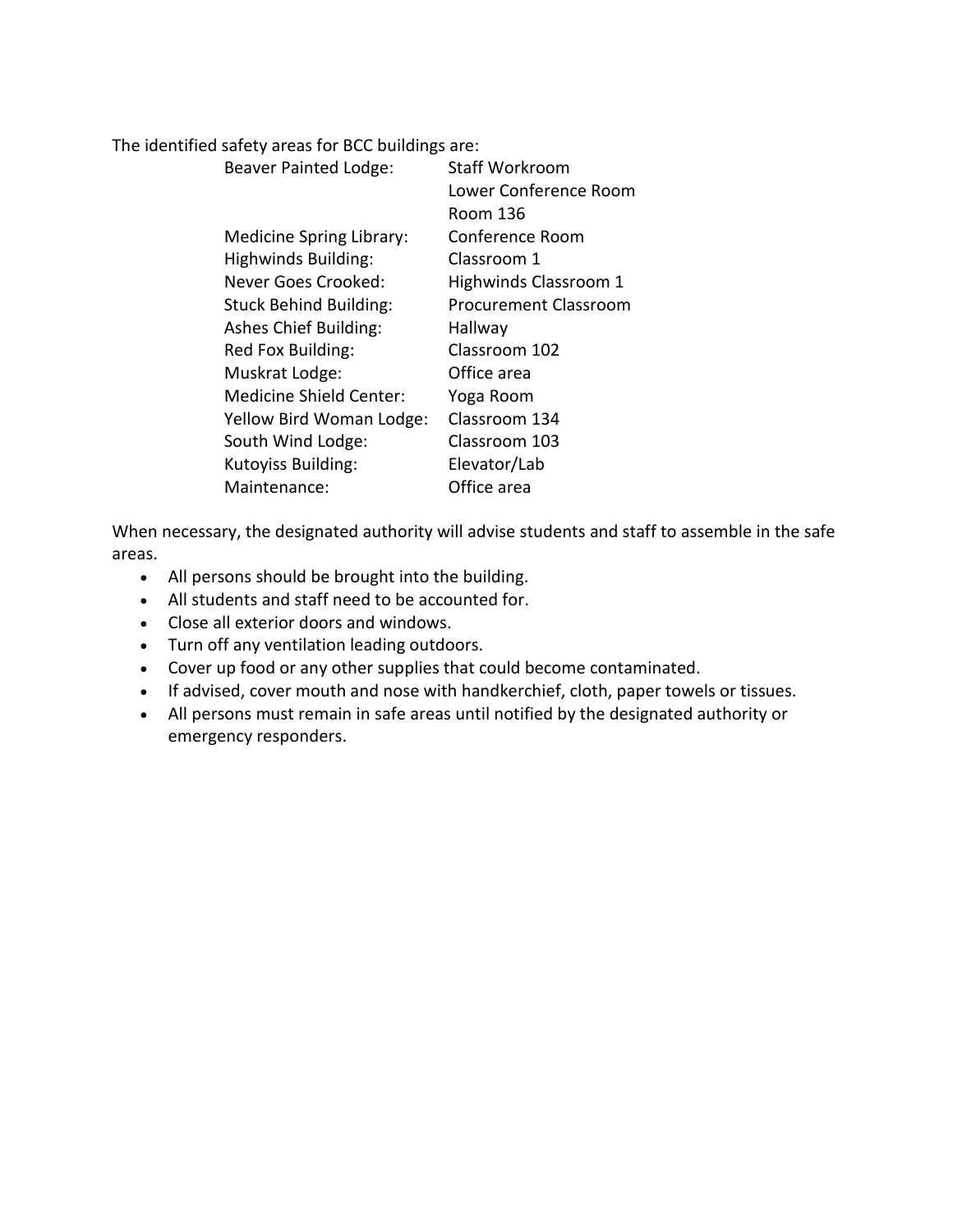The identified safety areas for BCC buildings are:

| | |
|---|---|
| Beaver Painted Lodge: | Staff Workroom |
| | Lower Conference Room |
| | Room 136 |
| Medicine Spring Library: | Conference Room |
| Highwinds Building: | Classroom 1 |
| Never Goes Crooked: | Highwinds Classroom 1 |
| Stuck Behind Building: | Procurement Classroom |
| Ashes Chief Building: | Hallway |
| Red Fox Building: | Classroom 102 |
| Muskrat Lodge: | Office area |
| Medicine Shield Center: | Yoga Room |
| Yellow Bird Woman Lodge: | Classroom 134 |
| South Wind Lodge: | Classroom 103 |
| Kutoyiss Building: | Elevator/Lab |
| Maintenance: | Office area |

When necessary, the designated authority will advise students and staff to assemble in the safe areas.

- All persons should be brought into the building.
- All students and staff need to be accounted for.
- Close all exterior doors and windows.
- Turn off any ventilation leading outdoors.
- Cover up food or any other supplies that could become contaminated.
- If advised, cover mouth and nose with handkerchief, cloth, paper towels or tissues.
- All persons must remain in safe areas until notified by the designated authority or emergency responders.